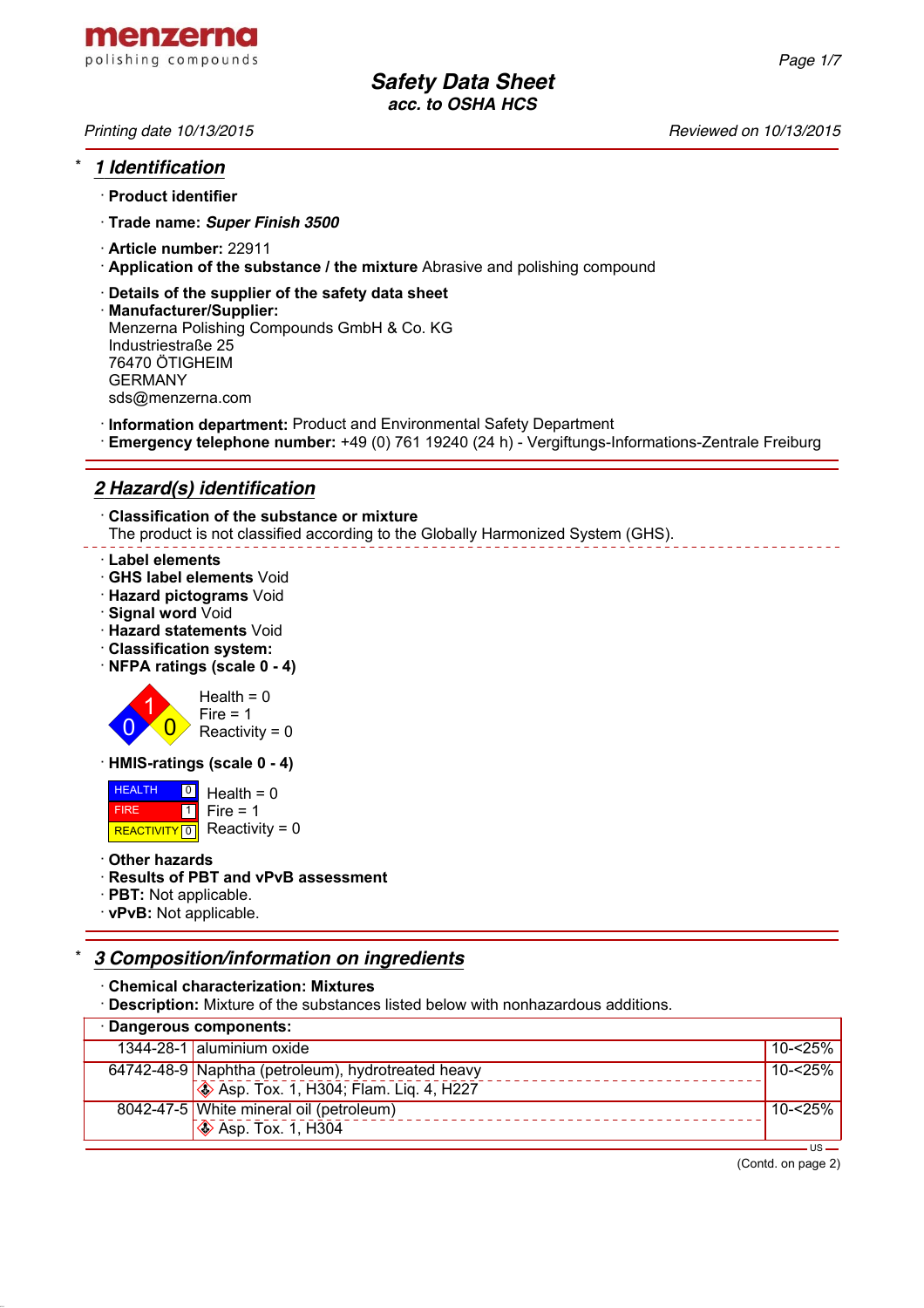**menzerna** polishing compounds

# Safety Data Sheet
**acc. to OSHA HCS**

*Printing date 10/13/2015* *Reviewed on 10/13/2015*

## * 1 Identification

· **Product identifier**

· **Trade name:** ***Super Finish 3500***

· **Article number:** 22911

· **Application of the substance / the mixture** Abrasive and polishing compound

· **Details of the supplier of the safety data sheet**

· **Manufacturer/Supplier:**
Menzerna Polishing Compounds GmbH & Co. KG
Industriestraße 25
76470 ÖTIGHEIM
GERMANY
sds@menzerna.com

· **Information department:** Product and Environmental Safety Department

· **Emergency telephone number:** +49 (0) 761 19240 (24 h) - Vergiftungs-Informations-Zentrale Freiburg

## 2 Hazard(s) identification

· **Classification of the substance or mixture**
The product is not classified according to the Globally Harmonized System (GHS).

· **Label elements**

· **GHS label elements** Void

· **Hazard pictograms** Void

· **Signal word** Void

· **Hazard statements** Void

· **Classification system:**

· **NFPA ratings (scale 0 - 4)**

Health = 0
Fire = 1
Reactivity = 0

· **HMIS-ratings (scale 0 - 4)**

| | | |
|---|---|---|
| HEALTH | 0 | Health = 0 |
| FIRE | 1 | Fire = 1 |
| REACTIVITY | 0 | Reactivity = 0 |

· **Other hazards**

· **Results of PBT and vPvB assessment**

· **PBT:** Not applicable.

· **vPvB:** Not applicable.

## * 3 Composition/information on ingredients

· **Chemical characterization: Mixtures**

· **Description:** Mixture of the substances listed below with nonhazardous additions.

· **Dangerous components:**

| | | |
|---|---|---|
| 1344-28-1 | aluminium oxide | 10-<25% |
| 64742-48-9 | Naphtha (petroleum), hydrotreated heavy<br>Asp. Tox. 1, H304; Flam. Liq. 4, H227 | 10-<25% |
| 8042-47-5 | White mineral oil (petroleum)<br>Asp. Tox. 1, H304 | 10-<25% |

(Contd. on page 2)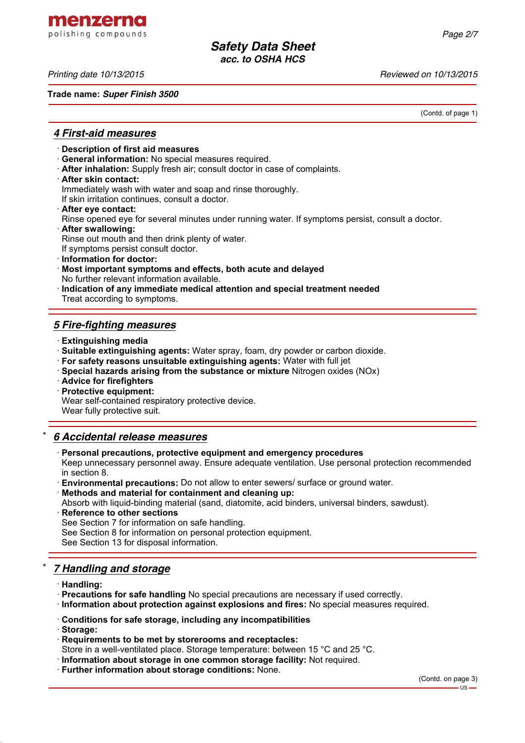Trade name: ***Super Finish 3500***

(Contd. of page 1)

## 4 First-aid measures

- **Description of first aid measures**
- **General information:** No special measures required.
- **After inhalation:** Supply fresh air; consult doctor in case of complaints.
- **After skin contact:**
  Immediately wash with water and soap and rinse thoroughly.
  If skin irritation continues, consult a doctor.
- **After eye contact:**
  Rinse opened eye for several minutes under running water. If symptoms persist, consult a doctor.
- **After swallowing:**
  Rinse out mouth and then drink plenty of water.
  If symptoms persist consult doctor.
- **Information for doctor:**
- **Most important symptoms and effects, both acute and delayed**
  No further relevant information available.
- **Indication of any immediate medical attention and special treatment needed**
  Treat according to symptoms.

## 5 Fire-fighting measures

- **Extinguishing media**
- **Suitable extinguishing agents:** Water spray, foam, dry powder or carbon dioxide.
- **For safety reasons unsuitable extinguishing agents:** Water with full jet
- **Special hazards arising from the substance or mixture** Nitrogen oxides (NOx)
- **Advice for firefighters**
- **Protective equipment:**
  Wear self-contained respiratory protective device.
  Wear fully protective suit.

## * 6 Accidental release measures

- **Personal precautions, protective equipment and emergency procedures**
  Keep unnecessary personnel away. Ensure adequate ventilation. Use personal protection recommended in section 8.
- **Environmental precautions:** Do not allow to enter sewers/ surface or ground water.
- **Methods and material for containment and cleaning up:**
  Absorb with liquid-binding material (sand, diatomite, acid binders, universal binders, sawdust).
- **Reference to other sections**
  See Section 7 for information on safe handling.
  See Section 8 for information on personal protection equipment.
  See Section 13 for disposal information.

## * 7 Handling and storage

- **Handling:**
- **Precautions for safe handling** No special precautions are necessary if used correctly.
- **Information about protection against explosions and fires:** No special measures required.

- **Conditions for safe storage, including any incompatibilities**
- **Storage:**
- **Requirements to be met by storerooms and receptacles:**
  Store in a well-ventilated place. Storage temperature: between 15 °C and 25 °C.
- **Information about storage in one common storage facility:** Not required.
- **Further information about storage conditions:** None.

(Contd. on page 3)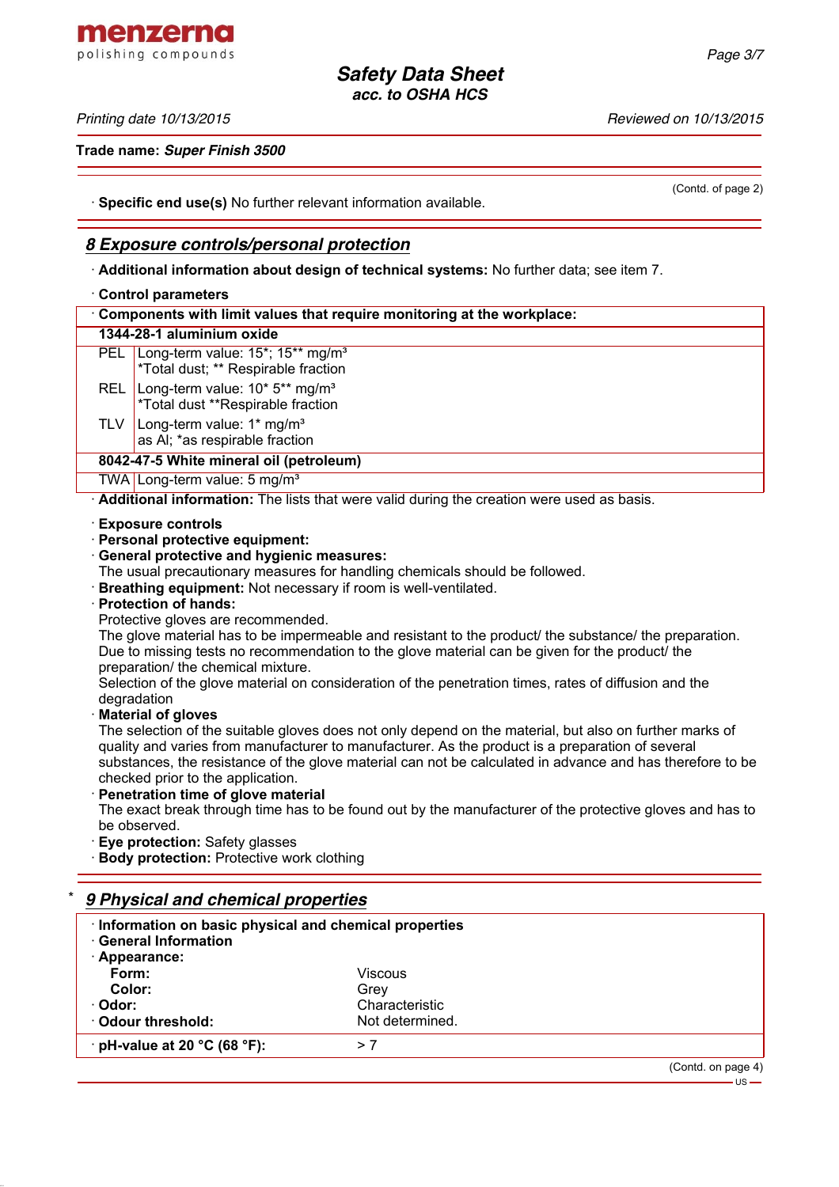Trade name: ***Super Finish 3500***

(Contd. of page 2)

· **Specific end use(s)** No further relevant information available.

## 8 Exposure controls/personal protection

· **Additional information about design of technical systems:** No further data; see item 7.

· **Control parameters**

| · Components with limit values that require monitoring at the workplace: | |
|---|---|
| **1344-28-1 aluminium oxide** | |
| PEL | Long-term value: 15*; 15** mg/m³<br>*Total dust; ** Respirable fraction |
| REL | Long-term value: 10* 5** mg/m³<br>*Total dust **Respirable fraction |
| TLV | Long-term value: 1* mg/m³<br>as Al; *as respirable fraction |
| **8042-47-5 White mineral oil (petroleum)** | |
| TWA | Long-term value: 5 mg/m³ |

· **Additional information:** The lists that were valid during the creation were used as basis.

· **Exposure controls**
· **Personal protective equipment:**
· **General protective and hygienic measures:**
The usual precautionary measures for handling chemicals should be followed.
· **Breathing equipment:** Not necessary if room is well-ventilated.
· **Protection of hands:**
Protective gloves are recommended.
The glove material has to be impermeable and resistant to the product/ the substance/ the preparation.
Due to missing tests no recommendation to the glove material can be given for the product/ the preparation/ the chemical mixture.
Selection of the glove material on consideration of the penetration times, rates of diffusion and the degradation
· **Material of gloves**
The selection of the suitable gloves does not only depend on the material, but also on further marks of quality and varies from manufacturer to manufacturer. As the product is a preparation of several substances, the resistance of the glove material can not be calculated in advance and has therefore to be checked prior to the application.
· **Penetration time of glove material**
The exact break through time has to be found out by the manufacturer of the protective gloves and has to be observed.
· **Eye protection:** Safety glasses
· **Body protection:** Protective work clothing

## * 9 Physical and chemical properties

| · Information on basic physical and chemical properties | |
|---|---|
| · **General Information** | |
| · **Appearance:** | |
| **Form:** | Viscous |
| **Color:** | Grey |
| · **Odor:** | Characteristic |
| · **Odour threshold:** | Not determined. |
| · **pH-value at 20 °C (68 °F):** | > 7 |

(Contd. on page 4)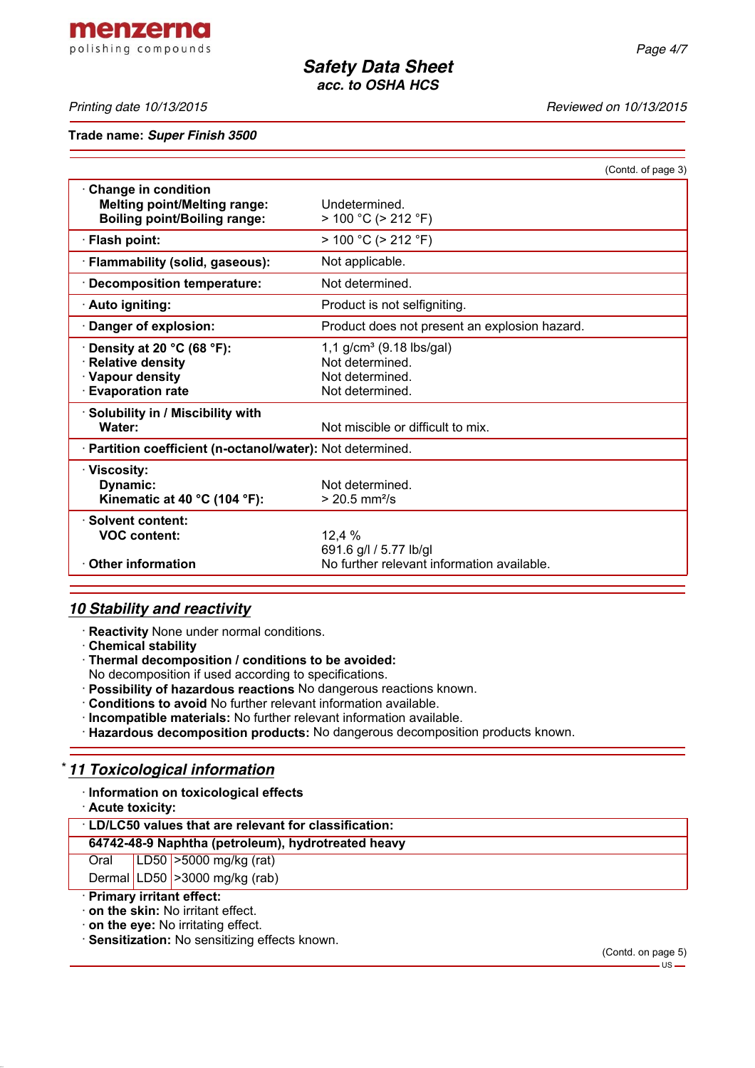(Contd. of page 3)

| | |
|---|---|
| · **Change in condition** | |
| **Melting point/Melting range:** | Undetermined. |
| **Boiling point/Boiling range:** | > 100 °C (> 212 °F) |
| · **Flash point:** | > 100 °C (> 212 °F) |
| · **Flammability (solid, gaseous):** | Not applicable. |
| · **Decomposition temperature:** | Not determined. |
| · **Auto igniting:** | Product is not selfigniting. |
| · **Danger of explosion:** | Product does not present an explosion hazard. |
| · **Density at 20 °C (68 °F):** | 1,1 g/cm³ (9.18 lbs/gal) |
| · **Relative density** | Not determined. |
| · **Vapour density** | Not determined. |
| · **Evaporation rate** | Not determined. |
| · **Solubility in / Miscibility with** | |
| **Water:** | Not miscible or difficult to mix. |
| · **Partition coefficient (n-octanol/water):** | Not determined. |
| · **Viscosity:** | |
| **Dynamic:** | Not determined. |
| **Kinematic at 40 °C (104 °F):** | > 20.5 mm²/s |
| · **Solvent content:** | |
| **VOC content:** | 12,4 % |
| | 691.6 g/l / 5.77 lb/gl |
| · **Other information** | No further relevant information available. |

## *10 Stability and reactivity*

· **Reactivity** None under normal conditions.
· **Chemical stability**
· **Thermal decomposition / conditions to be avoided:**
No decomposition if used according to specifications.
· **Possibility of hazardous reactions** No dangerous reactions known.
· **Conditions to avoid** No further relevant information available.
· **Incompatible materials:** No further relevant information available.
· **Hazardous decomposition products:** No dangerous decomposition products known.

## * *11 Toxicological information*

· **Information on toxicological effects**
· **Acute toxicity:**

| · **LD/LC50 values that are relevant for classification:** | | |
|---|---|---|
| **64742-48-9 Naphtha (petroleum), hydrotreated heavy** | | |
| Oral | LD50 | >5000 mg/kg (rat) |
| Dermal | LD50 | >3000 mg/kg (rab) |

· **Primary irritant effect:**
· **on the skin:** No irritant effect.
· **on the eye:** No irritating effect.
· **Sensitization:** No sensitizing effects known.

(Contd. on page 5)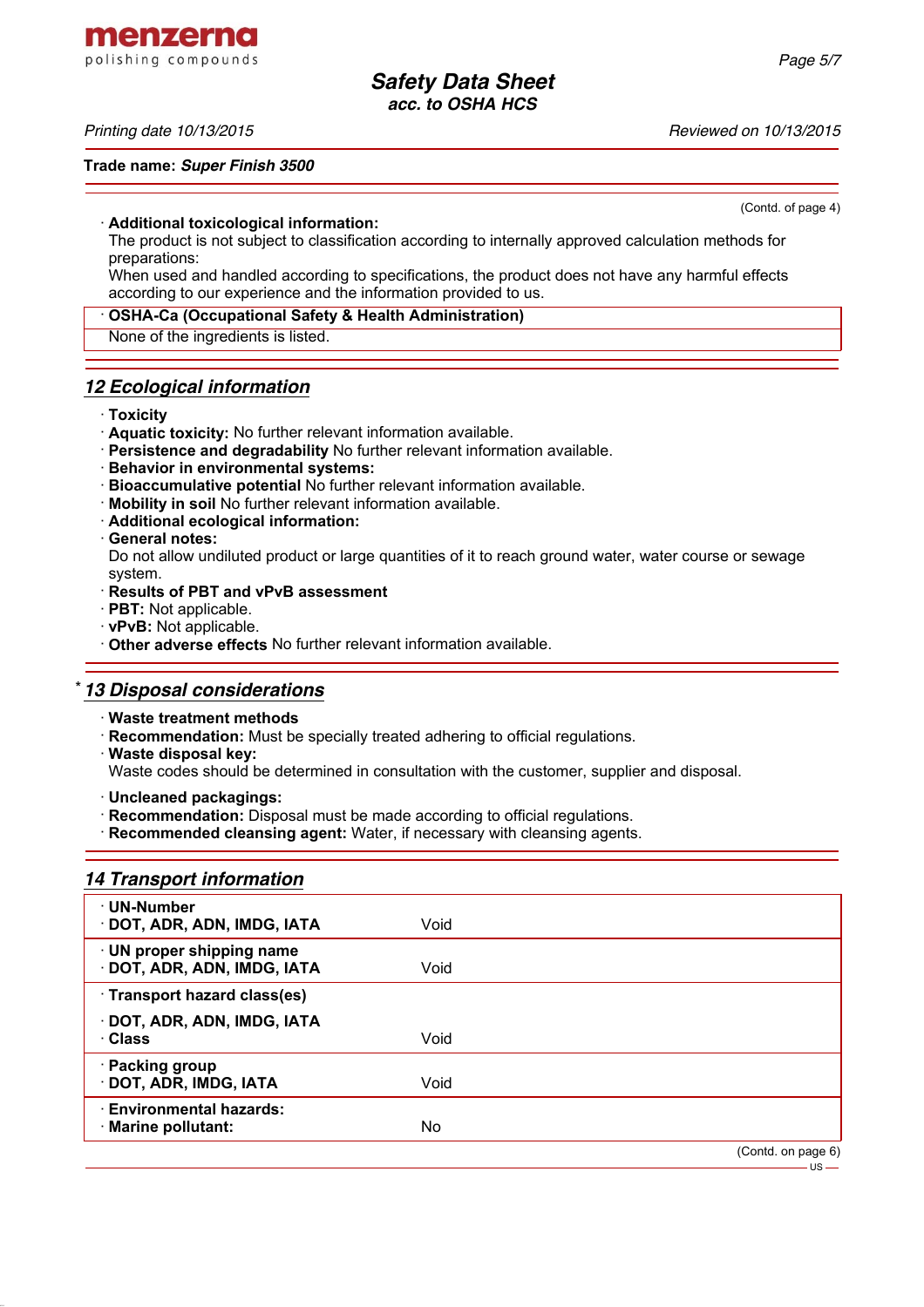(Contd. of page 4)

· **Additional toxicological information:**
The product is not subject to classification according to internally approved calculation methods for preparations:
When used and handled according to specifications, the product does not have any harmful effects according to our experience and the information provided to us.

· **OSHA-Ca (Occupational Safety & Health Administration)**
None of the ingredients is listed.

## *12 Ecological information*

· **Toxicity**
· **Aquatic toxicity:** No further relevant information available.
· **Persistence and degradability** No further relevant information available.
· **Behavior in environmental systems:**
· **Bioaccumulative potential** No further relevant information available.
· **Mobility in soil** No further relevant information available.
· **Additional ecological information:**
· **General notes:**
Do not allow undiluted product or large quantities of it to reach ground water, water course or sewage system.
· **Results of PBT and vPvB assessment**
· **PBT:** Not applicable.
· **vPvB:** Not applicable.
· **Other adverse effects** No further relevant information available.

## * *13 Disposal considerations*

· **Waste treatment methods**
· **Recommendation:** Must be specially treated adhering to official regulations.
· **Waste disposal key:**
Waste codes should be determined in consultation with the customer, supplier and disposal.

· **Uncleaned packagings:**
· **Recommendation:** Disposal must be made according to official regulations.
· **Recommended cleansing agent:** Water, if necessary with cleansing agents.

## *14 Transport information*

| | |
|---|---|
| · **UN-Number**<br>· **DOT, ADR, ADN, IMDG, IATA** | Void |
| · **UN proper shipping name**<br>· **DOT, ADR, ADN, IMDG, IATA** | Void |
| · **Transport hazard class(es)**<br>· **DOT, ADR, ADN, IMDG, IATA**<br>· **Class** | Void |
| · **Packing group**<br>· **DOT, ADR, IMDG, IATA** | Void |
| · **Environmental hazards:**<br>· **Marine pollutant:** | No |

(Contd. on page 6)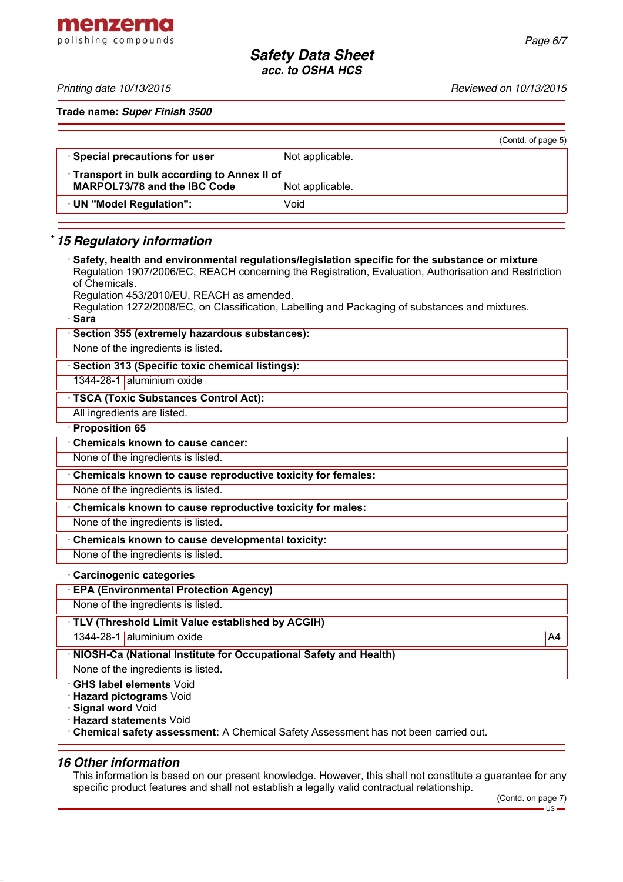(Contd. of page 5)

| · Special precautions for user | Not applicable. |
|---|---|
| · Transport in bulk according to Annex II of MARPOL73/78 and the IBC Code | Not applicable. |
| · UN "Model Regulation": | Void |

## * 15 Regulatory information

· **Safety, health and environmental regulations/legislation specific for the substance or mixture**
Regulation 1907/2006/EC, REACH concerning the Registration, Evaluation, Authorisation and Restriction of Chemicals.
Regulation 453/2010/EU, REACH as amended.
Regulation 1272/2008/EC, on Classification, Labelling and Packaging of substances and mixtures.

· **Sara**

· **Section 355 (extremely hazardous substances):**
None of the ingredients is listed.

· **Section 313 (Specific toxic chemical listings):**

| 1344-28-1 | aluminium oxide |
|---|---|

· **TSCA (Toxic Substances Control Act):**
All ingredients are listed.

· **Proposition 65**

· **Chemicals known to cause cancer:**
None of the ingredients is listed.

· **Chemicals known to cause reproductive toxicity for females:**
None of the ingredients is listed.

· **Chemicals known to cause reproductive toxicity for males:**
None of the ingredients is listed.

· **Chemicals known to cause developmental toxicity:**
None of the ingredients is listed.

· **Carcinogenic categories**

· **EPA (Environmental Protection Agency)**
None of the ingredients is listed.

· **TLV (Threshold Limit Value established by ACGIH)**

| 1344-28-1 | aluminium oxide | A4 |
|---|---|---|

· **NIOSH-Ca (National Institute for Occupational Safety and Health)**
None of the ingredients is listed.

· **GHS label elements** Void
· **Hazard pictograms** Void
· **Signal word** Void
· **Hazard statements** Void
· **Chemical safety assessment:** A Chemical Safety Assessment has not been carried out.

## 16 Other information

This information is based on our present knowledge. However, this shall not constitute a guarantee for any specific product features and shall not establish a legally valid contractual relationship.

(Contd. on page 7)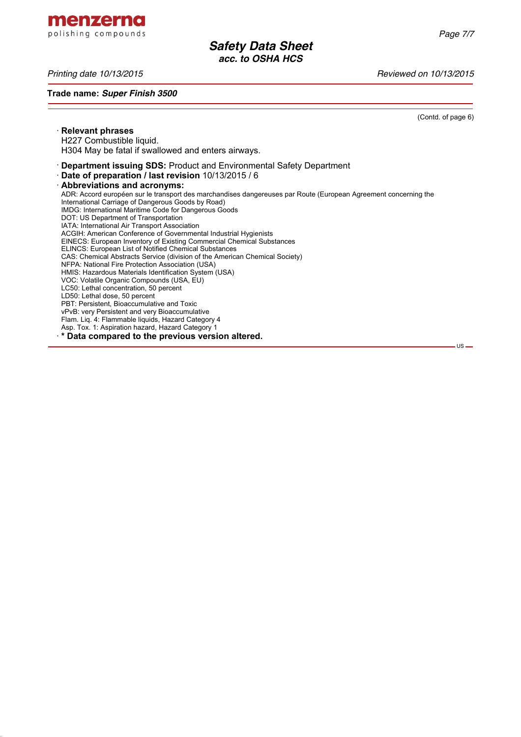Trade name: ***Super Finish 3500***

(Contd. of page 6)

· **Relevant phrases**
H227 Combustible liquid.
H304 May be fatal if swallowed and enters airways.

· **Department issuing SDS:** Product and Environmental Safety Department
· **Date of preparation / last revision** 10/13/2015 / 6
· **Abbreviations and acronyms:**
ADR: Accord européen sur le transport des marchandises dangereuses par Route (European Agreement concerning the International Carriage of Dangerous Goods by Road)
IMDG: International Maritime Code for Dangerous Goods
DOT: US Department of Transportation
IATA: International Air Transport Association
ACGIH: American Conference of Governmental Industrial Hygienists
EINECS: European Inventory of Existing Commercial Chemical Substances
ELINCS: European List of Notified Chemical Substances
CAS: Chemical Abstracts Service (division of the American Chemical Society)
NFPA: National Fire Protection Association (USA)
HMIS: Hazardous Materials Identification System (USA)
VOC: Volatile Organic Compounds (USA, EU)
LC50: Lethal concentration, 50 percent
LD50: Lethal dose, 50 percent
PBT: Persistent, Bioaccumulative and Toxic
vPvB: very Persistent and very Bioaccumulative
Flam. Liq. 4: Flammable liquids, Hazard Category 4
Asp. Tox. 1: Aspiration hazard, Hazard Category 1
· **\* Data compared to the previous version altered.**

US